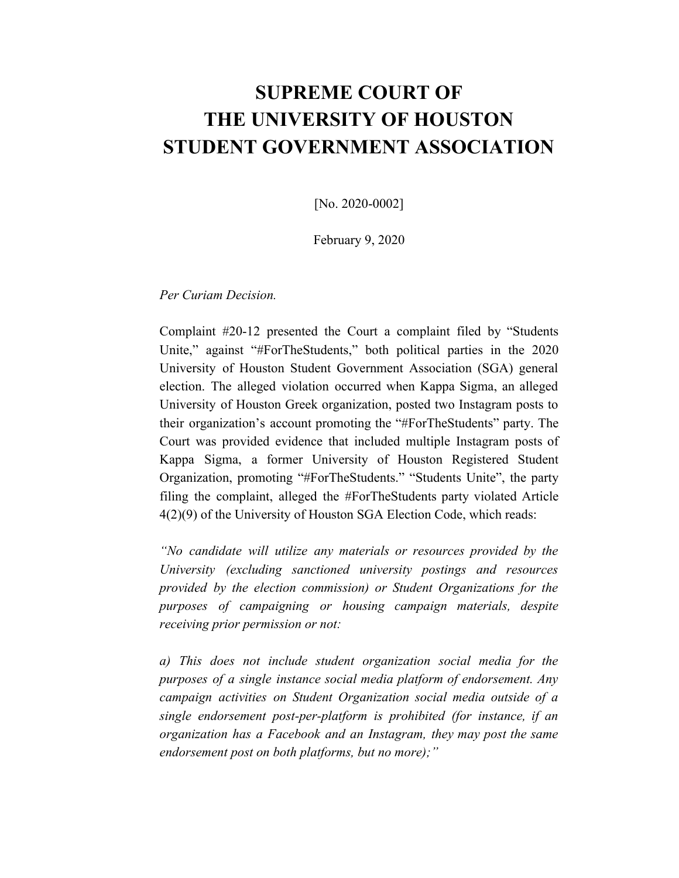# SUPREME COURT OF THE UNIVERSITY OF HOUSTON STUDENT GOVERNMENT ASSOCIATION

[No. 2020-0002]

February 9, 2020

*Per Curiam Decision.*

Complaint #20-12 presented the Court a complaint filed by "Students Unite," against "#ForTheStudents," both political parties in the 2020 University of Houston Student Government Association (SGA) general election. The alleged violation occurred when Kappa Sigma, an alleged University of Houston Greek organization, posted two Instagram posts to their organization's account promoting the "#ForTheStudents" party. The Court was provided evidence that included multiple Instagram posts of Kappa Sigma, a former University of Houston Registered Student Organization, promoting "#ForTheStudents." "Students Unite", the party filing the complaint, alleged the #ForTheStudents party violated Article 4(2)(9) of the University of Houston SGA Election Code, which reads:

*"No candidate will utilize any materials or resources provided by the University (excluding sanctioned university postings and resources provided by the election commission) or Student Organizations for the purposes of campaigning or housing campaign materials, despite receiving prior permission or not:*

*a) This does not include student organization social media for the purposes of a single instance social media platform of endorsement. Any campaign activities on Student Organization social media outside of a single endorsement post-per-platform is prohibited (for instance, if an organization has a Facebook and an Instagram, they may post the same endorsement post on both platforms, but no more);"*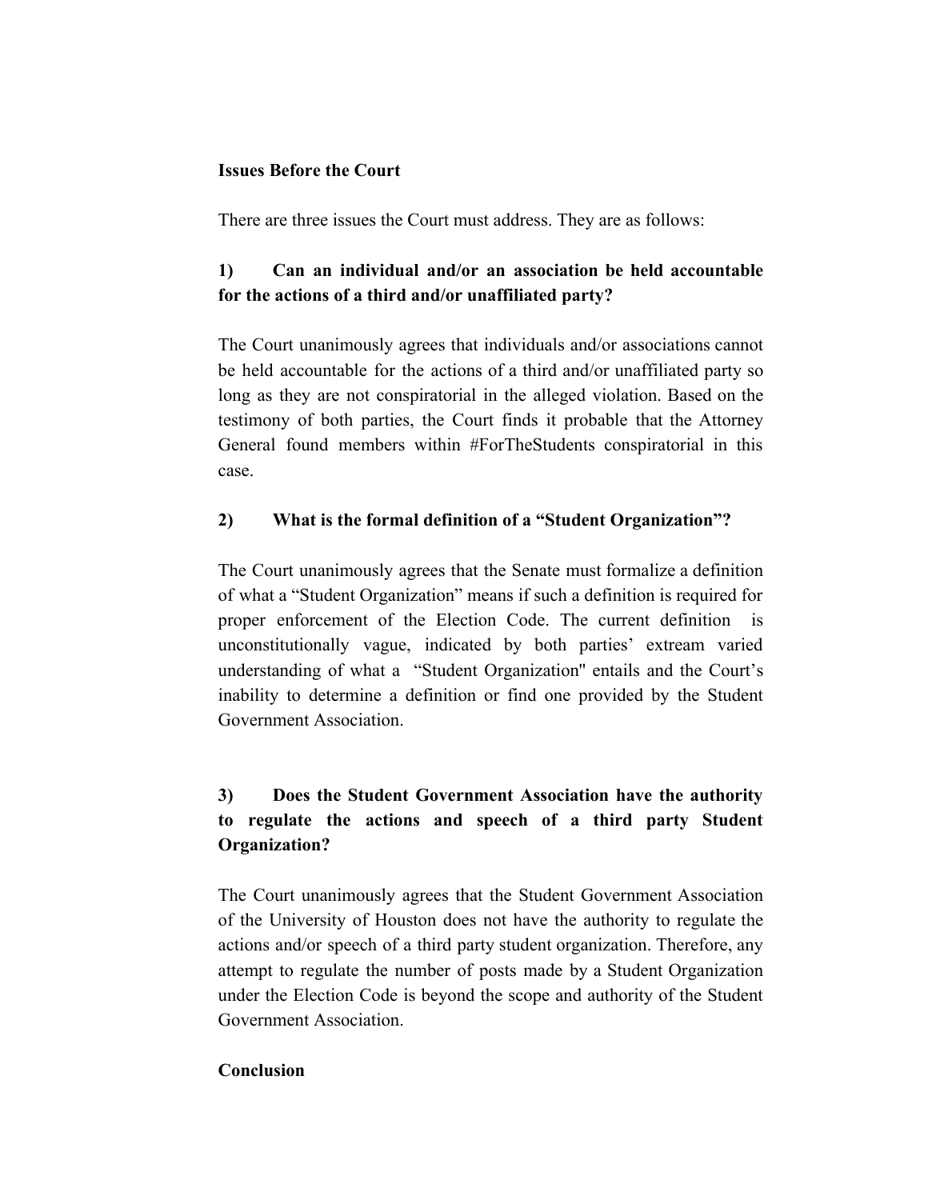**Issues Before the Court**

There are three issues the Court must address. They are as follows:

**1) Can an individual and/or an association be held accountable for the actions of a third and/or unaffiliated party?**

The Court unanimously agrees that individuals and/or associations cannot be held accountable for the actions of a third and/or unaffiliated party so long as they are not conspiratorial in the alleged violation. Based on the testimony of both parties, the Court finds it probable that the Attorney General found members within #ForTheStudents conspiratorial in this case.

**2) What is the formal definition of a "Student Organization"?**

The Court unanimously agrees that the Senate must formalize a definition of what a "Student Organization" means if such a definition is required for proper enforcement of the Election Code. The current definition is unconstitutionally vague, indicated by both parties' extream varied understanding of what a "Student Organization" entails and the Court's inability to determine a definition or find one provided by the Student Government Association.

**3) Does the Student Government Association have the authority to regulate the actions and speech of a third party Student Organization?**

The Court unanimously agrees that the Student Government Association of the University of Houston does not have the authority to regulate the actions and/or speech of a third party student organization. Therefore, any attempt to regulate the number of posts made by a Student Organization under the Election Code is beyond the scope and authority of the Student Government Association.

**Conclusion**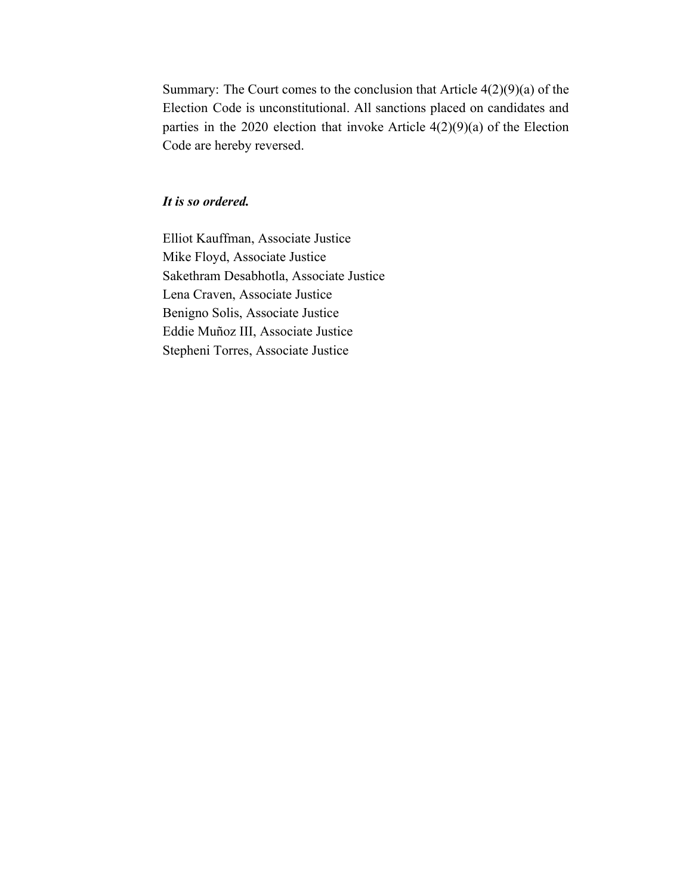Summary: The Court comes to the conclusion that Article 4(2)(9)(a) of the Election Code is unconstitutional. All sanctions placed on candidates and parties in the 2020 election that invoke Article 4(2)(9)(a) of the Election Code are hereby reversed.

***It is so ordered.***

Elliot Kauffman, Associate Justice
Mike Floyd, Associate Justice
Sakethram Desabhotla, Associate Justice
Lena Craven, Associate Justice
Benigno Solis, Associate Justice
Eddie Muñoz III, Associate Justice
Stepheni Torres, Associate Justice